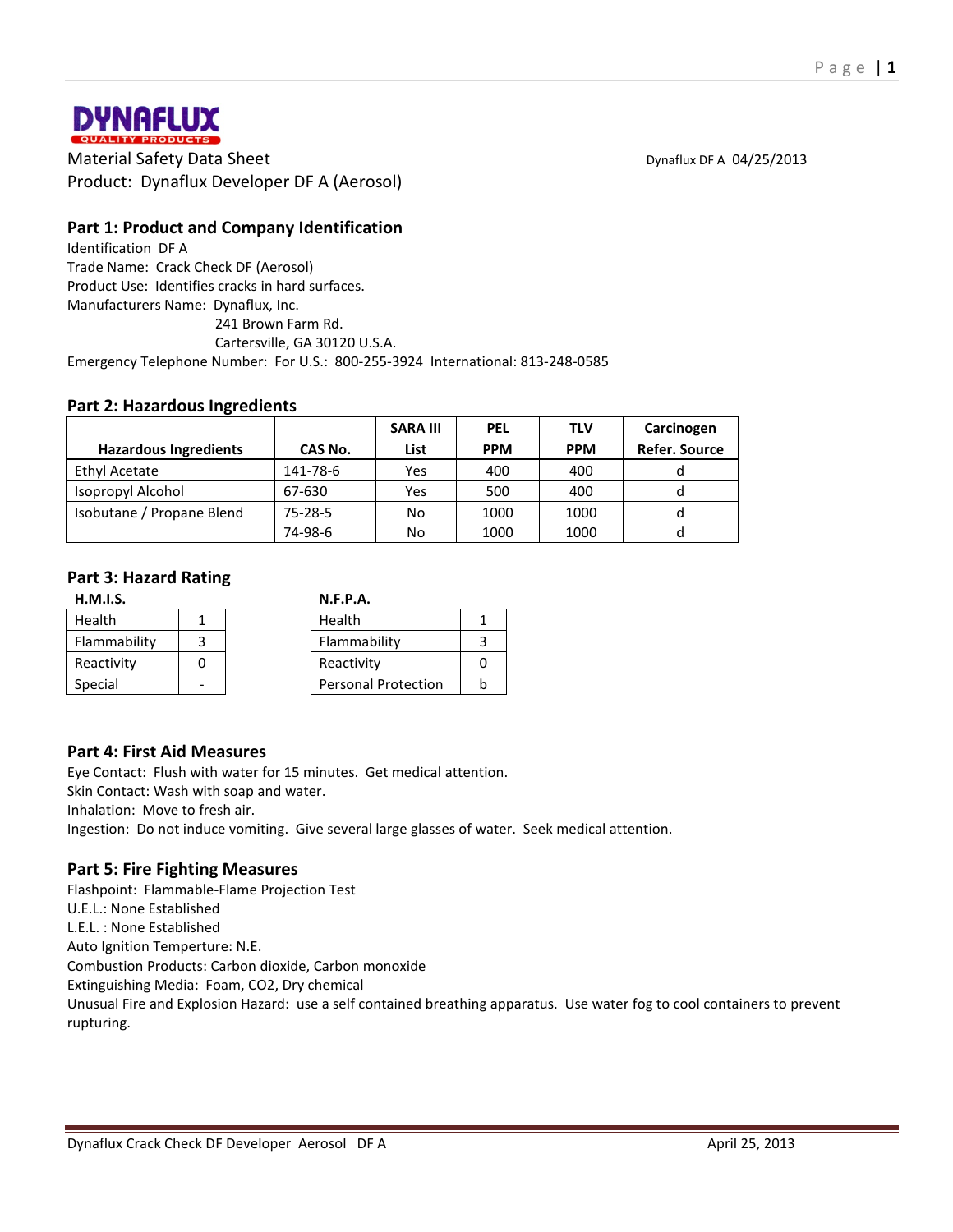DYNAFLUX
QUALITY PRODUCTS

Material Safety Data Sheet

Dynaflux DF A 04/25/2013

Product: Dynaflux Developer DF A (Aerosol)

## Part 1: Product and Company Identification

Identification DF A
Trade Name: Crack Check DF (Aerosol)
Product Use: Identifies cracks in hard surfaces.
Manufacturers Name: Dynaflux, Inc.
241 Brown Farm Rd.
Cartersville, GA 30120 U.S.A.
Emergency Telephone Number: For U.S.: 800-255-3924 International: 813-248-0585

## Part 2: Hazardous Ingredients

| Hazardous Ingredients | CAS No. | SARA III List | PEL PPM | TLV PPM | Carcinogen Refer. Source |
|---|---|---|---|---|---|
| Ethyl Acetate | 141-78-6 | Yes | 400 | 400 | d |
| Isopropyl Alcohol | 67-630 | Yes | 500 | 400 | d |
| Isobutane / Propane Blend | 75-28-5 | No | 1000 | 1000 | d |
| | 74-98-6 | No | 1000 | 1000 | d |

## Part 3: Hazard Rating

**H.M.I.S.**

| | |
|---|---|
| Health | 1 |
| Flammability | 3 |
| Reactivity | 0 |
| Special | - |

**N.F.P.A.**

| | |
|---|---|
| Health | 1 |
| Flammability | 3 |
| Reactivity | 0 |
| Personal Protection | b |

## Part 4: First Aid Measures

Eye Contact: Flush with water for 15 minutes. Get medical attention.
Skin Contact: Wash with soap and water.
Inhalation: Move to fresh air.
Ingestion: Do not induce vomiting. Give several large glasses of water. Seek medical attention.

## Part 5: Fire Fighting Measures

Flashpoint: Flammable-Flame Projection Test
U.E.L.: None Established
L.E.L. : None Established
Auto Ignition Temperture: N.E.
Combustion Products: Carbon dioxide, Carbon monoxide
Extinguishing Media: Foam, CO2, Dry chemical
Unusual Fire and Explosion Hazard: use a self contained breathing apparatus. Use water fog to cool containers to prevent rupturing.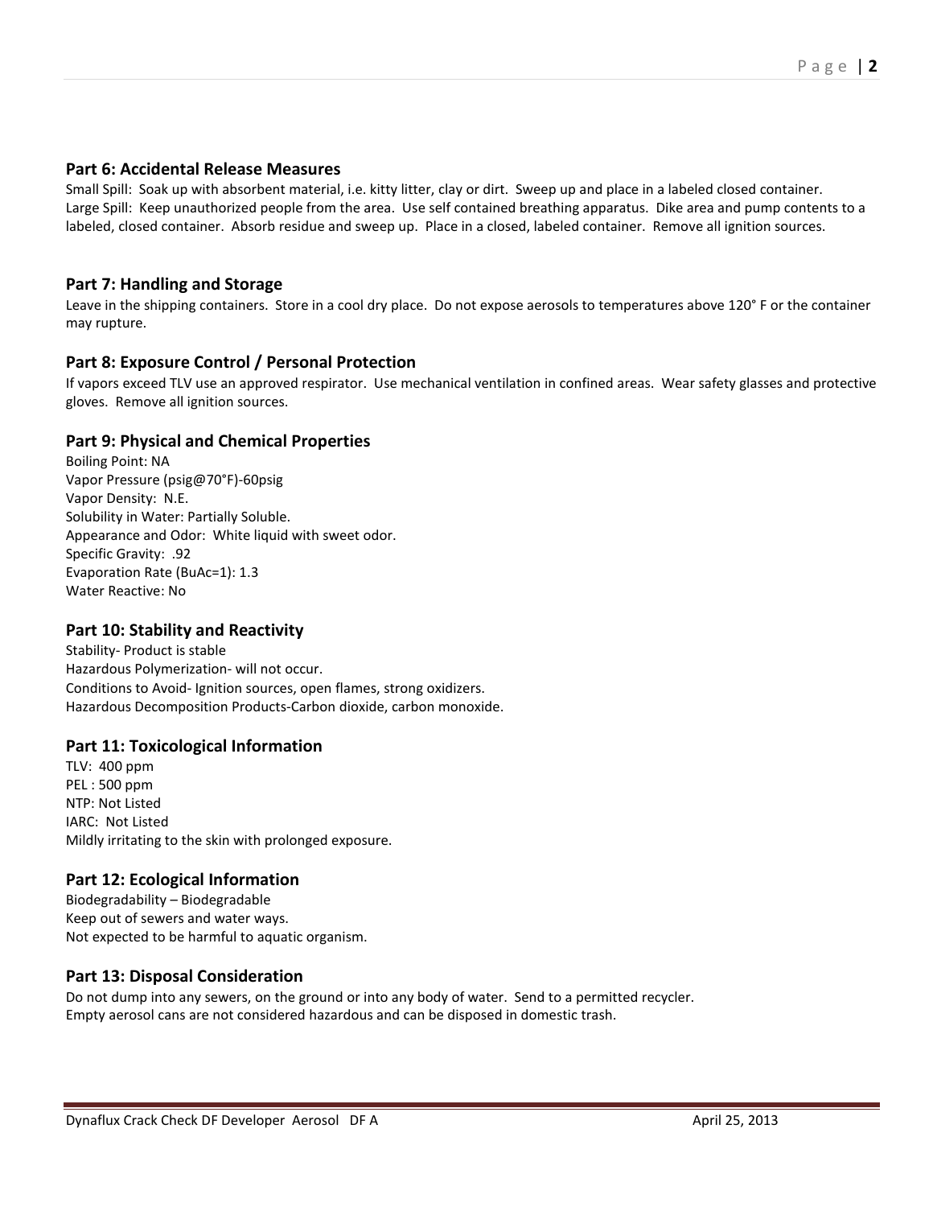## Part 6: Accidental Release Measures

Small Spill: Soak up with absorbent material, i.e. kitty litter, clay or dirt. Sweep up and place in a labeled closed container.
Large Spill: Keep unauthorized people from the area. Use self contained breathing apparatus. Dike area and pump contents to a labeled, closed container. Absorb residue and sweep up. Place in a closed, labeled container. Remove all ignition sources.

## Part 7: Handling and Storage

Leave in the shipping containers. Store in a cool dry place. Do not expose aerosols to temperatures above 120° F or the container may rupture.

## Part 8: Exposure Control / Personal Protection

If vapors exceed TLV use an approved respirator. Use mechanical ventilation in confined areas. Wear safety glasses and protective gloves. Remove all ignition sources.

## Part 9: Physical and Chemical Properties

Boiling Point: NA
Vapor Pressure (psig@70°F)-60psig
Vapor Density: N.E.
Solubility in Water: Partially Soluble.
Appearance and Odor: White liquid with sweet odor.
Specific Gravity: .92
Evaporation Rate (BuAc=1): 1.3
Water Reactive: No

## Part 10: Stability and Reactivity

Stability- Product is stable
Hazardous Polymerization- will not occur.
Conditions to Avoid- Ignition sources, open flames, strong oxidizers.
Hazardous Decomposition Products-Carbon dioxide, carbon monoxide.

## Part 11: Toxicological Information

TLV: 400 ppm
PEL : 500 ppm
NTP: Not Listed
IARC: Not Listed
Mildly irritating to the skin with prolonged exposure.

## Part 12: Ecological Information

Biodegradability – Biodegradable
Keep out of sewers and water ways.
Not expected to be harmful to aquatic organism.

## Part 13: Disposal Consideration

Do not dump into any sewers, on the ground or into any body of water. Send to a permitted recycler.
Empty aerosol cans are not considered hazardous and can be disposed in domestic trash.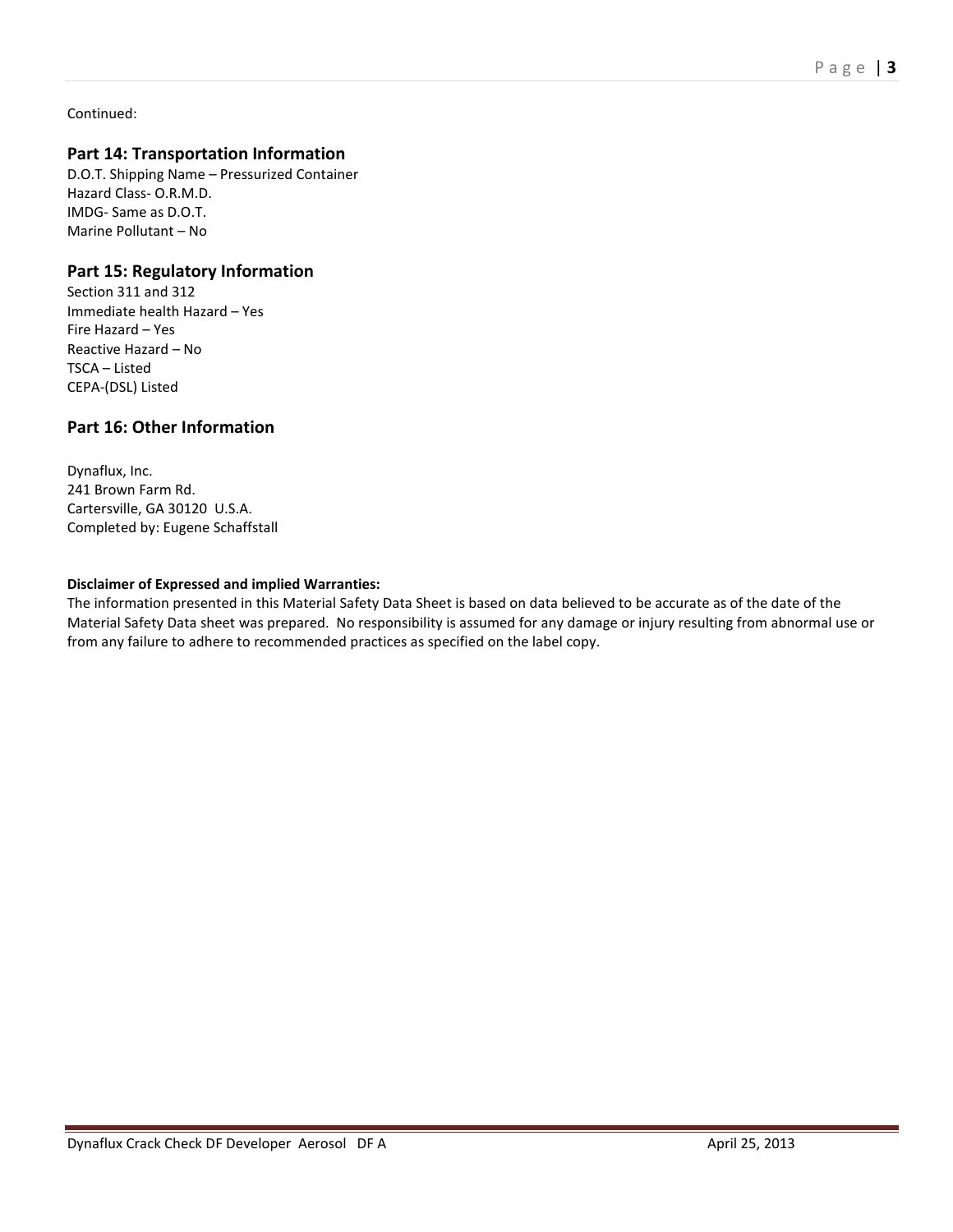Continued:

## Part 14: Transportation Information

D.O.T. Shipping Name – Pressurized Container
Hazard Class- O.R.M.D.
IMDG- Same as D.O.T.
Marine Pollutant – No

## Part 15: Regulatory Information

Section 311 and 312
Immediate health Hazard – Yes
Fire Hazard – Yes
Reactive Hazard – No
TSCA – Listed
CEPA-(DSL) Listed

## Part 16: Other Information

Dynaflux, Inc.
241 Brown Farm Rd.
Cartersville, GA 30120 U.S.A.
Completed by: Eugene Schaffstall

**Disclaimer of Expressed and implied Warranties:**
The information presented in this Material Safety Data Sheet is based on data believed to be accurate as of the date of the Material Safety Data sheet was prepared. No responsibility is assumed for any damage or injury resulting from abnormal use or from any failure to adhere to recommended practices as specified on the label copy.